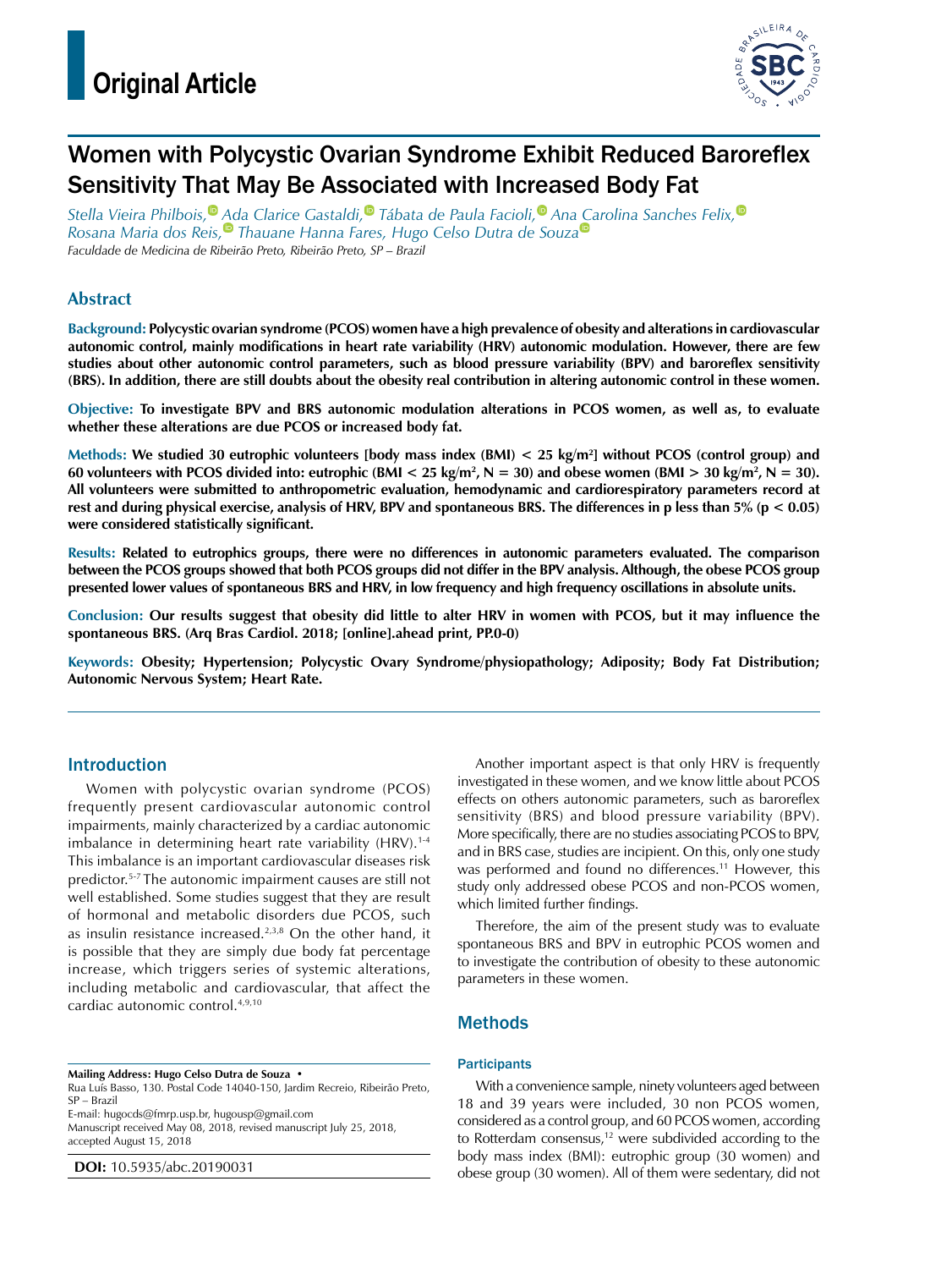Original Article

# Women with Polycystic Ovarian Syndrome Exhibit Reduced Baroreflex Sensitivity That May Be Associated with Increased Body Fat

*Stella Vieira Philbois, Ada Clarice Gastaldi, Tábata de Paula Facioli, Ana Carolina Sanches Felix, Rosana Maria dos Reis, Thauane Hanna Fares, Hugo Celso Dutra de Souza*

*Faculdade de Medicina de Ribeirão Preto, Ribeirão Preto, SP – Brazil*

## Abstract

**Background: Polycystic ovarian syndrome (PCOS) women have a high prevalence of obesity and alterations in cardiovascular autonomic control, mainly modifications in heart rate variability (HRV) autonomic modulation. However, there are few studies about other autonomic control parameters, such as blood pressure variability (BPV) and baroreflex sensitivity (BRS). In addition, there are still doubts about the obesity real contribution in altering autonomic control in these women.**

**Objective: To investigate BPV and BRS autonomic modulation alterations in PCOS women, as well as, to evaluate whether these alterations are due PCOS or increased body fat.**

**Methods: We studied 30 eutrophic volunteers [body mass index (BMI) < 25 kg/m²] without PCOS (control group) and 60 volunteers with PCOS divided into: eutrophic (BMI < 25 kg/m², N = 30) and obese women (BMI > 30 kg/m², N = 30). All volunteers were submitted to anthropometric evaluation, hemodynamic and cardiorespiratory parameters record at rest and during physical exercise, analysis of HRV, BPV and spontaneous BRS. The differences in p less than 5% ($p < 0.05$) were considered statistically significant.**

**Results: Related to eutrophics groups, there were no differences in autonomic parameters evaluated. The comparison between the PCOS groups showed that both PCOS groups did not differ in the BPV analysis. Although, the obese PCOS group presented lower values of spontaneous BRS and HRV, in low frequency and high frequency oscillations in absolute units.**

**Conclusion: Our results suggest that obesity did little to alter HRV in women with PCOS, but it may influence the spontaneous BRS. (Arq Bras Cardiol. 2018; [online].ahead print, PP.0-0)**

**Keywords: Obesity; Hypertension; Polycystic Ovary Syndrome/physiopathology; Adiposity; Body Fat Distribution; Autonomic Nervous System; Heart Rate.**

## Introduction

Women with polycystic ovarian syndrome (PCOS) frequently present cardiovascular autonomic control impairments, mainly characterized by a cardiac autonomic imbalance in determining heart rate variability (HRV).[1-4] This imbalance is an important cardiovascular diseases risk predictor.[5-7] The autonomic impairment causes are still not well established. Some studies suggest that they are result of hormonal and metabolic disorders due PCOS, such as insulin resistance increased.[2,3,8] On the other hand, it is possible that they are simply due body fat percentage increase, which triggers series of systemic alterations, including metabolic and cardiovascular, that affect the cardiac autonomic control.[4,9,10]

Another important aspect is that only HRV is frequently investigated in these women, and we know little about PCOS effects on others autonomic parameters, such as baroreflex sensitivity (BRS) and blood pressure variability (BPV). More specifically, there are no studies associating PCOS to BPV, and in BRS case, studies are incipient. On this, only one study was performed and found no differences.[11] However, this study only addressed obese PCOS and non-PCOS women, which limited further findings.

Therefore, the aim of the present study was to evaluate spontaneous BRS and BPV in eutrophic PCOS women and to investigate the contribution of obesity to these autonomic parameters in these women.

## Methods

### Participants

With a convenience sample, ninety volunteers aged between 18 and 39 years were included, 30 non PCOS women, considered as a control group, and 60 PCOS women, according to Rotterdam consensus,[12] were subdivided according to the body mass index (BMI): eutrophic group (30 women) and obese group (30 women). All of them were sedentary, did not

**Mailing Address: Hugo Celso Dutra de Souza •**
Rua Luís Basso, 130. Postal Code 14040-150, Jardim Recreio, Ribeirão Preto, SP – Brazil
E-mail: hugocds@fmrp.usp.br, hugousp@gmail.com
Manuscript received May 08, 2018, revised manuscript July 25, 2018, accepted August 15, 2018

**DOI:** 10.5935/abc.20190031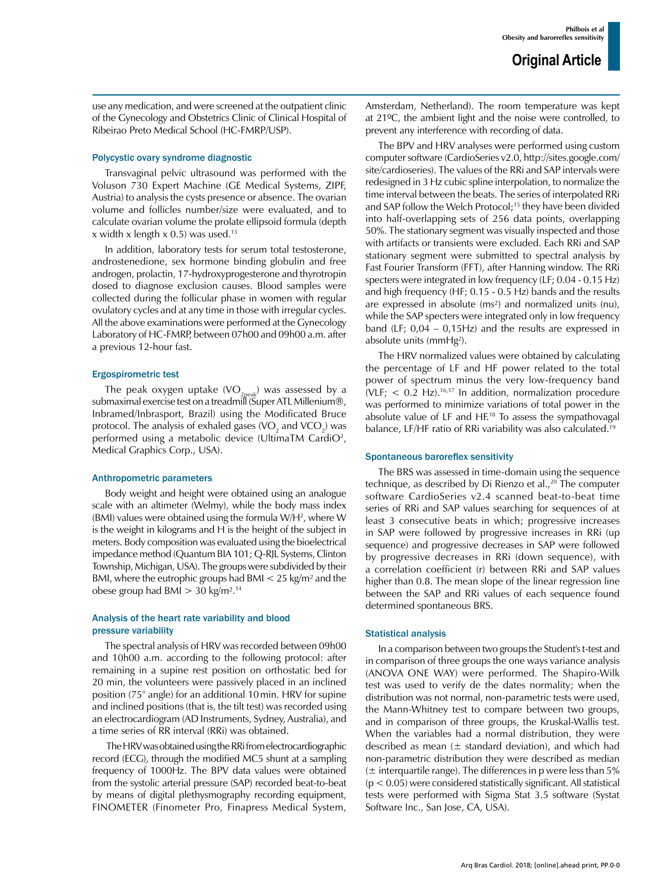use any medication, and were screened at the outpatient clinic of the Gynecology and Obstetrics Clinic of Clinical Hospital of Ribeirao Preto Medical School (HC-FMRP/USP).

### Polycystic ovary syndrome diagnostic

Transvaginal pelvic ultrasound was performed with the Voluson 730 Expert Machine (GE Medical Systems, ZIPF, Austria) to analysis the cysts presence or absence. The ovarian volume and follicles number/size were evaluated, and to calculate ovarian volume the prolate ellipsoid formula (depth x width x length x 0.5) was used.[13]

In addition, laboratory tests for serum total testosterone, androstenedione, sex hormone binding globulin and free androgen, prolactin, 17-hydroxyprogesterone and thyrotropin dosed to diagnose exclusion causes. Blood samples were collected during the follicular phase in women with regular ovulatory cycles and at any time in those with irregular cycles. All the above examinations were performed at the Gynecology Laboratory of HC-FMRP, between 07h00 and 09h00 a.m. after a previous 12-hour fast.

### Ergospirometric test

The peak oxygen uptake ($VO_{2peak}$) was assessed by a submaximal exercise test on a treadmill (Super ATL Millenium®, Inbramed/Inbrasport, Brazil) using the Modificated Bruce protocol. The analysis of exhaled gases ($VO_2$ and $VCO_2$) was performed using a metabolic device (UltimaTM CardiO², Medical Graphics Corp., USA).

### Anthropometric parameters

Body weight and height were obtained using an analogue scale with an altimeter (Welmy), while the body mass index (BMI) values were obtained using the formula $W/H^2$, where W is the weight in kilograms and H is the height of the subject in meters. Body composition was evaluated using the bioelectrical impedance method (Quantum BIA 101; Q-RJL Systems, Clinton Township, Michigan, USA). The groups were subdivided by their BMI, where the eutrophic groups had BMI < 25 kg/m² and the obese group had BMI > 30 kg/m².[14]

### Analysis of the heart rate variability and blood pressure variability

The spectral analysis of HRV was recorded between 09h00 and 10h00 a.m. according to the following protocol: after remaining in a supine rest position on orthostatic bed for 20 min, the volunteers were passively placed in an inclined position (75° angle) for an additional 10 min. HRV for supine and inclined positions (that is, the tilt test) was recorded using an electrocardiogram (AD Instruments, Sydney, Australia), and a time series of RR interval (RRi) was obtained.

The HRV was obtained using the RRi from electrocardiographic record (ECG), through the modified MC5 shunt at a sampling frequency of 1000Hz. The BPV data values were obtained from the systolic arterial pressure (SAP) recorded beat-to-beat by means of digital plethysmography recording equipment, FINOMETER (Finometer Pro, Finapress Medical System, Amsterdam, Netherland). The room temperature was kept at 21ºC, the ambient light and the noise were controlled, to prevent any interference with recording of data.

The BPV and HRV analyses were performed using custom computer software (CardioSeries v2.0, http://sites.google.com/site/cardioseries). The values of the RRi and SAP intervals were redesigned in 3 Hz cubic spline interpolation, to normalize the time interval between the beats. The series of interpolated RRi and SAP follow the Welch Protocol;[15] they have been divided into half-overlapping sets of 256 data points, overlapping 50%. The stationary segment was visually inspected and those with artifacts or transients were excluded. Each RRi and SAP stationary segment were submitted to spectral analysis by Fast Fourier Transform (FFT), after Hanning window. The RRi specters were integrated in low frequency (LF; 0.04 - 0.15 Hz) and high frequency (HF; 0.15 - 0.5 Hz) bands and the results are expressed in absolute (ms²) and normalized units (nu), while the SAP specters were integrated only in low frequency band (LF; 0,04 – 0,15Hz) and the results are expressed in absolute units (mmHg²).

The HRV normalized values were obtained by calculating the percentage of LF and HF power related to the total power of spectrum minus the very low-frequency band (VLF; < 0.2 Hz).[16,17] In addition, normalization procedure was performed to minimize variations of total power in the absolute value of LF and HF.[18] To assess the sympathovagal balance, LF/HF ratio of RRi variability was also calculated.[19]

### Spontaneous baroreflex sensitivity

The BRS was assessed in time-domain using the sequence technique, as described by Di Rienzo et al.,[20] The computer software CardioSeries v2.4 scanned beat-to-beat time series of RRi and SAP values searching for sequences of at least 3 consecutive beats in which; progressive increases in SAP were followed by progressive increases in RRi (up sequence) and progressive decreases in SAP were followed by progressive decreases in RRi (down sequence), with a correlation coefficient (r) between RRi and SAP values higher than 0.8. The mean slope of the linear regression line between the SAP and RRi values of each sequence found determined spontaneous BRS.

### Statistical analysis

In a comparison between two groups the Student's t-test and in comparison of three groups the one ways variance analysis (ANOVA ONE WAY) were performed. The Shapiro-Wilk test was used to verify de the dates normality; when the distribution was not normal, non-parametric tests were used, the Mann-Whitney test to compare between two groups, and in comparison of three groups, the Kruskal-Wallis test. When the variables had a normal distribution, they were described as mean (± standard deviation), and which had non-parametric distribution they were described as median (± interquartile range). The differences in p were less than 5% ($p < 0.05$) were considered statistically significant. All statistical tests were performed with Sigma Stat 3.5 software (Systat Software Inc., San Jose, CA, USA).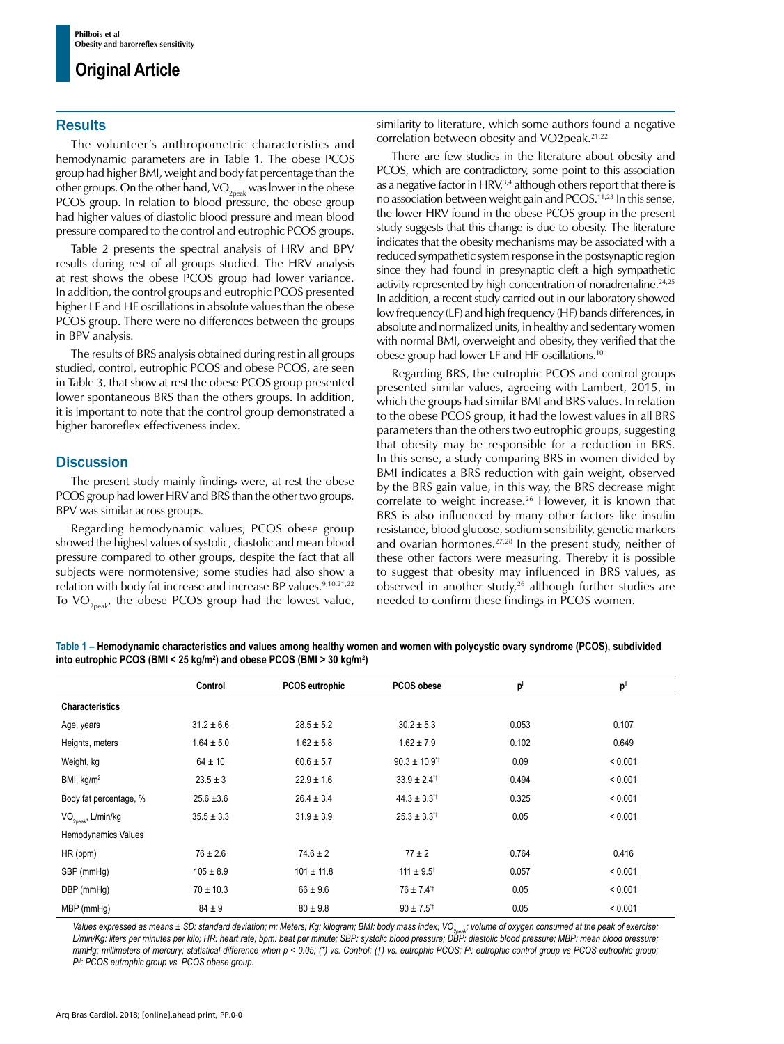## Results

The volunteer's anthropometric characteristics and hemodynamic parameters are in Table 1. The obese PCOS group had higher BMI, weight and body fat percentage than the other groups. On the other hand, $VO_{2peak}$ was lower in the obese PCOS group. In relation to blood pressure, the obese group had higher values of diastolic blood pressure and mean blood pressure compared to the control and eutrophic PCOS groups.

Table 2 presents the spectral analysis of HRV and BPV results during rest of all groups studied. The HRV analysis at rest shows the obese PCOS group had lower variance. In addition, the control groups and eutrophic PCOS presented higher LF and HF oscillations in absolute values than the obese PCOS group. There were no differences between the groups in BPV analysis.

The results of BRS analysis obtained during rest in all groups studied, control, eutrophic PCOS and obese PCOS, are seen in Table 3, that show at rest the obese PCOS group presented lower spontaneous BRS than the others groups. In addition, it is important to note that the control group demonstrated a higher baroreflex effectiveness index.

## Discussion

The present study mainly findings were, at rest the obese PCOS group had lower HRV and BRS than the other two groups, BPV was similar across groups.

Regarding hemodynamic values, PCOS obese group showed the highest values of systolic, diastolic and mean blood pressure compared to other groups, despite the fact that all subjects were normotensive; some studies had also show a relation with body fat increase and increase BP values.[9,10,21,22] To $VO_{2peak}$, the obese PCOS group had the lowest value, similarity to literature, which some authors found a negative correlation between obesity and VO2peak.[21,22]

There are few studies in the literature about obesity and PCOS, which are contradictory, some point to this association as a negative factor in HRV,[3,4] although others report that there is no association between weight gain and PCOS.[11,23] In this sense, the lower HRV found in the obese PCOS group in the present study suggests that this change is due to obesity. The literature indicates that the obesity mechanisms may be associated with a reduced sympathetic system response in the postsynaptic region since they had found in presynaptic cleft a high sympathetic activity represented by high concentration of noradrenaline.[24,25] In addition, a recent study carried out in our laboratory showed low frequency (LF) and high frequency (HF) bands differences, in absolute and normalized units, in healthy and sedentary women with normal BMI, overweight and obesity, they verified that the obese group had lower LF and HF oscillations.[10]

Regarding BRS, the eutrophic PCOS and control groups presented similar values, agreeing with Lambert, 2015, in which the groups had similar BMI and BRS values. In relation to the obese PCOS group, it had the lowest values in all BRS parameters than the others two eutrophic groups, suggesting that obesity may be responsible for a reduction in BRS. In this sense, a study comparing BRS in women divided by BMI indicates a BRS reduction with gain weight, observed by the BRS gain value, in this way, the BRS decrease might correlate to weight increase.[26] However, it is known that BRS is also influenced by many other factors like insulin resistance, blood glucose, sodium sensibility, genetic markers and ovarian hormones.[27,28] In the present study, neither of these other factors were measuring. Thereby it is possible to suggest that obesity may influenced in BRS values, as observed in another study,[26] although further studies are needed to confirm these findings in PCOS women.

**Table 1 – Hemodynamic characteristics and values among healthy women and women with polycystic ovary syndrome (PCOS), subdivided into eutrophic PCOS (BMI < 25 kg/m²) and obese PCOS (BMI > 30 kg/m²)**

| | Control | PCOS eutrophic | PCOS obese | $p^{I}$ | $p^{II}$ |
|---|---|---|---|---|---|
| **Characteristics** | | | | | |
| Age, years | 31.2 ± 6.6 | 28.5 ± 5.2 | 30.2 ± 5.3 | 0.053 | 0.107 |
| Heights, meters | 1.64 ± 5.0 | 1.62 ± 5.8 | 1.62 ± 7.9 | 0.102 | 0.649 |
| Weight, kg | 64 ± 10 | 60.6 ± 5.7 | 90.3 ± 10.9*† | 0.09 | < 0.001 |
| BMI, kg/m² | 23.5 ± 3 | 22.9 ± 1.6 | 33.9 ± 2.4*† | 0.494 | < 0.001 |
| Body fat percentage, % | 25.6 ±3.6 | 26.4 ± 3.4 | 44.3 ± 3.3*† | 0.325 | < 0.001 |
| $VO_{2peak}$, L/min/kg | 35.5 ± 3.3 | 31.9 ± 3.9 | 25.3 ± 3.3*† | 0.05 | < 0.001 |
| Hemodynamics Values | | | | | |
| HR (bpm) | 76 ± 2.6 | 74.6 ± 2 | 77 ± 2 | 0.764 | 0.416 |
| SBP (mmHg) | 105 ± 8.9 | 101 ± 11.8 | 111 ± 9.5† | 0.057 | < 0.001 |
| DBP (mmHg) | 70 ± 10.3 | 66 ± 9.6 | 76 ± 7.4*† | 0.05 | < 0.001 |
| MBP (mmHg) | 84 ± 9 | 80 ± 9.8 | 90 ± 7.5*† | 0.05 | < 0.001 |

*Values expressed as means ± SD: standard deviation; m: Meters; Kg: kilogram; BMI: body mass index; $VO_{2peak}$: volume of oxygen consumed at the peak of exercise; L/min/Kg: liters per minutes per kilo; HR: heart rate; bpm: beat per minute; SBP: systolic blood pressure; DBP: diastolic blood pressure; MBP: mean blood pressure; mmHg: millimeters of mercury; statistical difference when p < 0.05; (\*) vs. Control; (†) vs. eutrophic PCOS; $P^{I}$: eutrophic control group vs PCOS eutrophic group; $P^{II}$: PCOS eutrophic group vs. PCOS obese group.*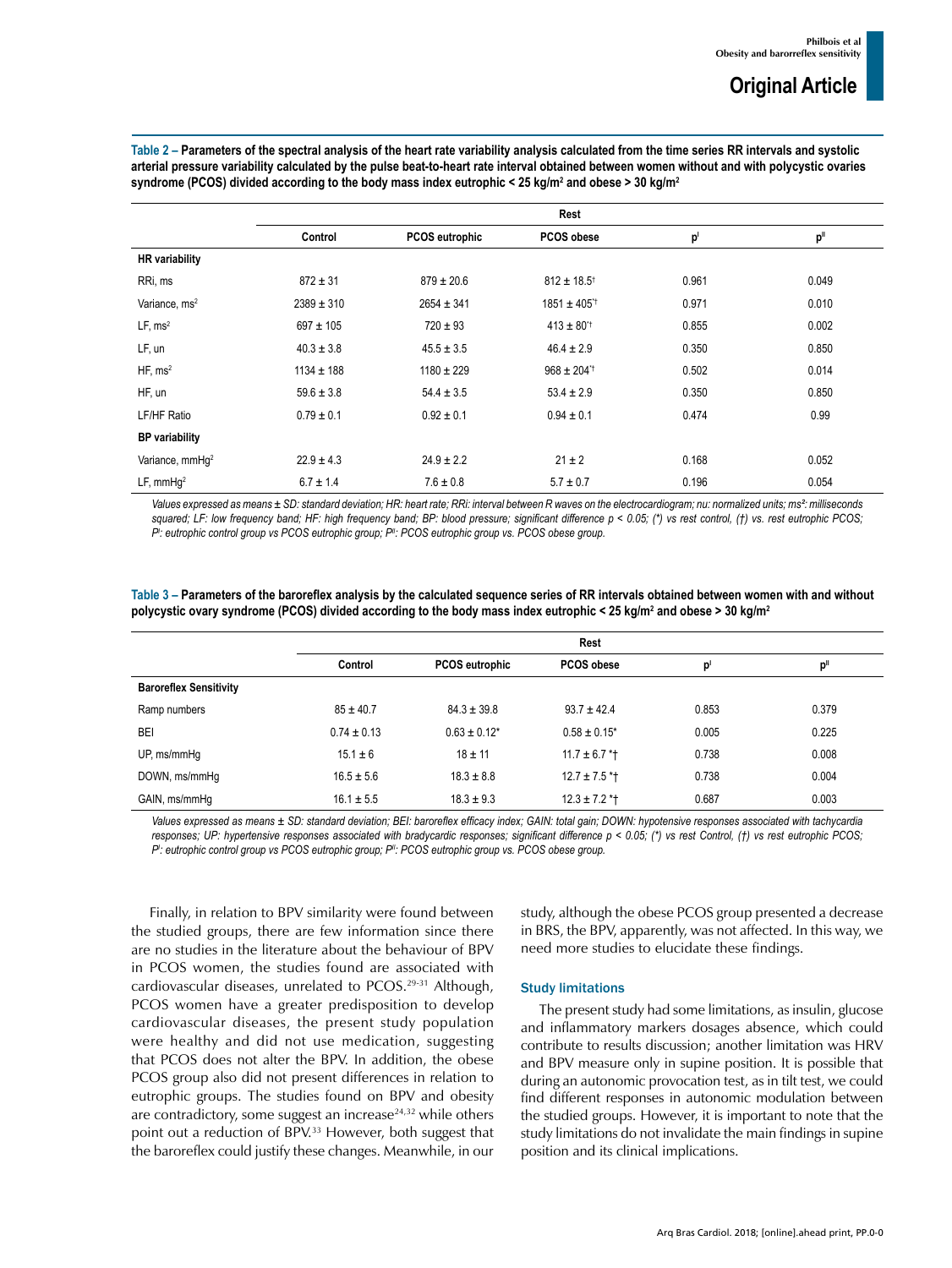**Table 2 – Parameters of the spectral analysis of the heart rate variability analysis calculated from the time series RR intervals and systolic arterial pressure variability calculated by the pulse beat-to-heart rate interval obtained between women without and with polycystic ovaries syndrome (PCOS) divided according to the body mass index eutrophic < 25 kg/m² and obese > 30 kg/m²**

| | Rest | | | | |
|---|---|---|---|---|---|
| | Control | PCOS eutrophic | PCOS obese | $p^{I}$ | $p^{II}$ |
| **HR variability** | | | | | |
| RRi, ms | 872 ± 31 | 879 ± 20.6 | 812 ± 18.5† | 0.961 | 0.049 |
| Variance, ms² | 2389 ± 310 | 2654 ± 341 | 1851 ± 405*† | 0.971 | 0.010 |
| LF, ms² | 697 ± 105 | 720 ± 93 | 413 ± 80*† | 0.855 | 0.002 |
| LF, un | 40.3 ± 3.8 | 45.5 ± 3.5 | 46.4 ± 2.9 | 0.350 | 0.850 |
| HF, ms² | 1134 ± 188 | 1180 ± 229 | 968 ± 204*† | 0.502 | 0.014 |
| HF, un | 59.6 ± 3.8 | 54.4 ± 3.5 | 53.4 ± 2.9 | 0.350 | 0.850 |
| LF/HF Ratio | 0.79 ± 0.1 | 0.92 ± 0.1 | 0.94 ± 0.1 | 0.474 | 0.99 |
| **BP variability** | | | | | |
| Variance, mmHg² | 22.9 ± 4.3 | 24.9 ± 2.2 | 21 ± 2 | 0.168 | 0.052 |
| LF, mmHg² | 6.7 ± 1.4 | 7.6 ± 0.8 | 5.7 ± 0.7 | 0.196 | 0.054 |

*Values expressed as means ± SD: standard deviation; HR: heart rate; RRi: interval between R waves on the electrocardiogram; nu: normalized units; ms²: milliseconds squared; LF: low frequency band; HF: high frequency band; BP: blood pressure; significant difference p < 0.05; (\*) vs rest control, (†) vs. rest eutrophic PCOS; $P^{I}$: eutrophic control group vs PCOS eutrophic group; $P^{II}$: PCOS eutrophic group vs. PCOS obese group.*

**Table 3 – Parameters of the baroreflex analysis by the calculated sequence series of RR intervals obtained between women with and without polycystic ovary syndrome (PCOS) divided according to the body mass index eutrophic < 25 kg/m² and obese > 30 kg/m²**

| | Rest | | | | |
|---|---|---|---|---|---|
| | Control | PCOS eutrophic | PCOS obese | $p^{I}$ | $p^{II}$ |
| **Baroreflex Sensitivity** | | | | | |
| Ramp numbers | 85 ± 40.7 | 84.3 ± 39.8 | 93.7 ± 42.4 | 0.853 | 0.379 |
| BEI | 0.74 ± 0.13 | 0.63 ± 0.12* | 0.58 ± 0.15* | 0.005 | 0.225 |
| UP, ms/mmHg | 15.1 ± 6 | 18 ± 11 | 11.7 ± 6.7 *† | 0.738 | 0.008 |
| DOWN, ms/mmHg | 16.5 ± 5.6 | 18.3 ± 8.8 | 12.7 ± 7.5 *† | 0.738 | 0.004 |
| GAIN, ms/mmHg | 16.1 ± 5.5 | 18.3 ± 9.3 | 12.3 ± 7.2 *† | 0.687 | 0.003 |

*Values expressed as means ± SD: standard deviation; BEI: baroreflex efficacy index; GAIN: total gain; DOWN: hypotensive responses associated with tachycardia responses; UP: hypertensive responses associated with bradycardic responses; significant difference p < 0.05; (\*) vs rest Control, (†) vs rest eutrophic PCOS; $P^{I}$: eutrophic control group vs PCOS eutrophic group; $P^{II}$: PCOS eutrophic group vs. PCOS obese group.*

Finally, in relation to BPV similarity were found between the studied groups, there are few information since there are no studies in the literature about the behaviour of BPV in PCOS women, the studies found are associated with cardiovascular diseases, unrelated to PCOS.[29-31] Although, PCOS women have a greater predisposition to develop cardiovascular diseases, the present study population were healthy and did not use medication, suggesting that PCOS does not alter the BPV. In addition, the obese PCOS group also did not present differences in relation to eutrophic groups. The studies found on BPV and obesity are contradictory, some suggest an increase[24,32] while others point out a reduction of BPV.[33] However, both suggest that the baroreflex could justify these changes. Meanwhile, in our study, although the obese PCOS group presented a decrease in BRS, the BPV, apparently, was not affected. In this way, we need more studies to elucidate these findings.

### Study limitations

The present study had some limitations, as insulin, glucose and inflammatory markers dosages absence, which could contribute to results discussion; another limitation was HRV and BPV measure only in supine position. It is possible that during an autonomic provocation test, as in tilt test, we could find different responses in autonomic modulation between the studied groups. However, it is important to note that the study limitations do not invalidate the main findings in supine position and its clinical implications.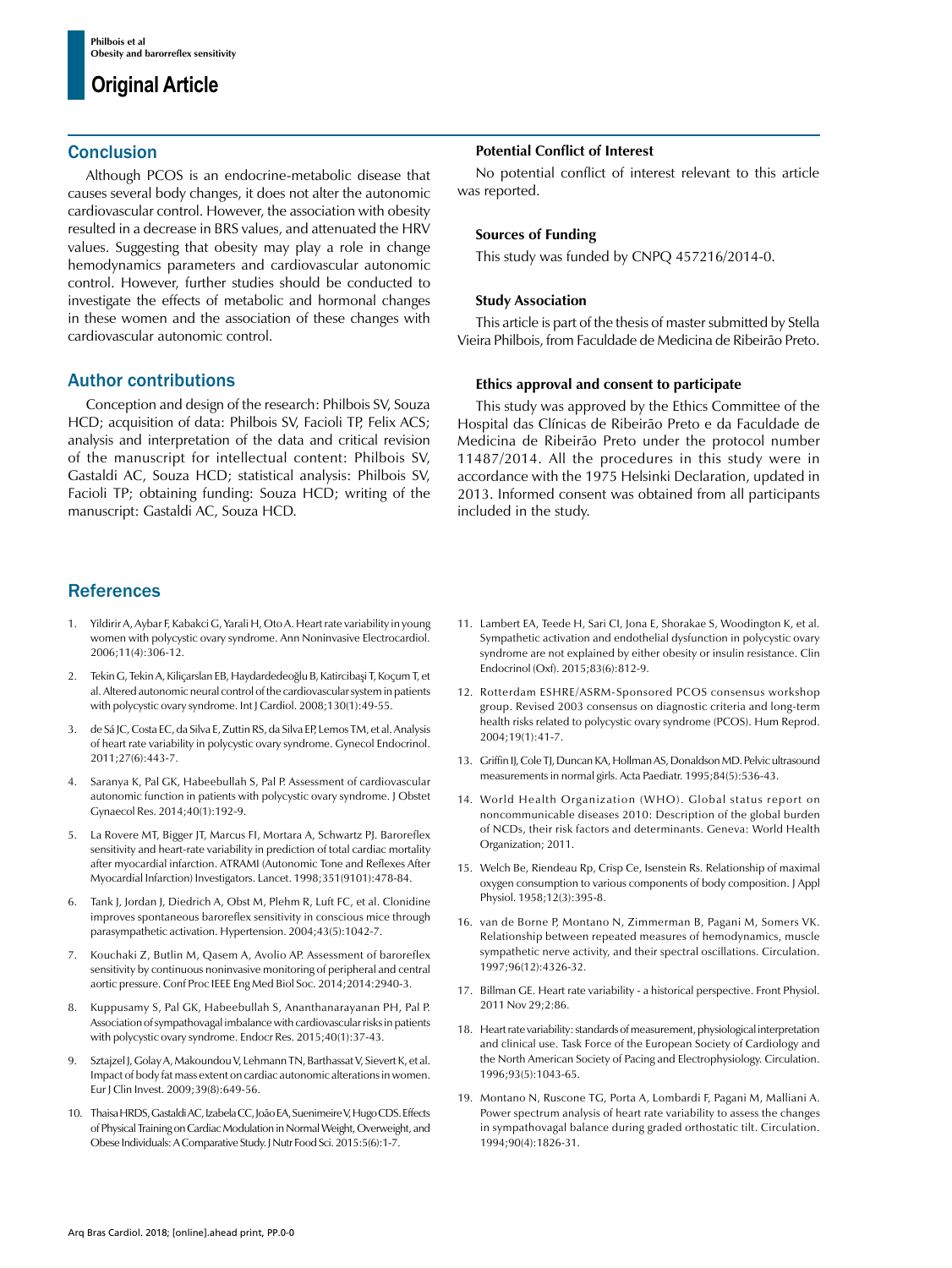## Conclusion

Although PCOS is an endocrine-metabolic disease that causes several body changes, it does not alter the autonomic cardiovascular control. However, the association with obesity resulted in a decrease in BRS values, and attenuated the HRV values. Suggesting that obesity may play a role in change hemodynamics parameters and cardiovascular autonomic control. However, further studies should be conducted to investigate the effects of metabolic and hormonal changes in these women and the association of these changes with cardiovascular autonomic control.

## Author contributions

Conception and design of the research: Philbois SV, Souza HCD; acquisition of data: Philbois SV, Facioli TP, Felix ACS; analysis and interpretation of the data and critical revision of the manuscript for intellectual content: Philbois SV, Gastaldi AC, Souza HCD; statistical analysis: Philbois SV, Facioli TP; obtaining funding: Souza HCD; writing of the manuscript: Gastaldi AC, Souza HCD.

### Potential Conflict of Interest

No potential conflict of interest relevant to this article was reported.

### Sources of Funding

This study was funded by CNPQ 457216/2014-0.

### Study Association

This article is part of the thesis of master submitted by Stella Vieira Philbois, from Faculdade de Medicina de Ribeirão Preto.

### Ethics approval and consent to participate

This study was approved by the Ethics Committee of the Hospital das Clínicas de Ribeirão Preto e da Faculdade de Medicina de Ribeirão Preto under the protocol number 11487/2014. All the procedures in this study were in accordance with the 1975 Helsinki Declaration, updated in 2013. Informed consent was obtained from all participants included in the study.

## References

1. Yildirir A, Aybar F, Kabakci G, Yarali H, Oto A. Heart rate variability in young women with polycystic ovary syndrome. Ann Noninvasive Electrocardiol. 2006;11(4):306-12.
2. Tekin G, Tekin A, Kiliçarslan EB, Haydardedeoğlu B, Katircibaşi T, Koçum T, et al. Altered autonomic neural control of the cardiovascular system in patients with polycystic ovary syndrome. Int J Cardiol. 2008;130(1):49-55.
3. de Sá JC, Costa EC, da Silva E, Zuttin RS, da Silva EP, Lemos TM, et al. Analysis of heart rate variability in polycystic ovary syndrome. Gynecol Endocrinol. 2011;27(6):443-7.
4. Saranya K, Pal GK, Habeebullah S, Pal P. Assessment of cardiovascular autonomic function in patients with polycystic ovary syndrome. J Obstet Gynaecol Res. 2014;40(1):192-9.
5. La Rovere MT, Bigger JT, Marcus FI, Mortara A, Schwartz PJ. Baroreflex sensitivity and heart-rate variability in prediction of total cardiac mortality after myocardial infarction. ATRAMI (Autonomic Tone and Reflexes After Myocardial Infarction) Investigators. Lancet. 1998;351(9101):478-84.
6. Tank J, Jordan J, Diedrich A, Obst M, Plehm R, Luft FC, et al. Clonidine improves spontaneous baroreflex sensitivity in conscious mice through parasympathetic activation. Hypertension. 2004;43(5):1042-7.
7. Kouchaki Z, Butlin M, Qasem A, Avolio AP. Assessment of baroreflex sensitivity by continuous noninvasive monitoring of peripheral and central aortic pressure. Conf Proc IEEE Eng Med Biol Soc. 2014;2014:2940-3.
8. Kuppusamy S, Pal GK, Habeebullah S, Ananthanarayanan PH, Pal P. Association of sympathovagal imbalance with cardiovascular risks in patients with polycystic ovary syndrome. Endocr Res. 2015;40(1):37-43.
9. Sztajzel J, Golay A, Makoundou V, Lehmann TN, Barthassat V, Sievert K, et al. Impact of body fat mass extent on cardiac autonomic alterations in women. Eur J Clin Invest. 2009;39(8):649-56.
10. Thaisa HRDS, Gastaldi AC, Izabela CC, João EA, Suenimeire V, Hugo CDS. Effects of Physical Training on Cardiac Modulation in Normal Weight, Overweight, and Obese Individuals: A Comparative Study. J Nutr Food Sci. 2015:5(6):1-7.
11. Lambert EA, Teede H, Sari CI, Jona E, Shorakae S, Woodington K, et al. Sympathetic activation and endothelial dysfunction in polycystic ovary syndrome are not explained by either obesity or insulin resistance. Clin Endocrinol (Oxf). 2015;83(6):812-9.
12. Rotterdam ESHRE/ASRM-Sponsored PCOS consensus workshop group. Revised 2003 consensus on diagnostic criteria and long-term health risks related to polycystic ovary syndrome (PCOS). Hum Reprod. 2004;19(1):41-7.
13. Griffin IJ, Cole TJ, Duncan KA, Hollman AS, Donaldson MD. Pelvic ultrasound measurements in normal girls. Acta Paediatr. 1995;84(5):536-43.
14. World Health Organization (WHO). Global status report on noncommunicable diseases 2010: Description of the global burden of NCDs, their risk factors and determinants. Geneva: World Health Organization; 2011.
15. Welch Be, Riendeau Rp, Crisp Ce, Isenstein Rs. Relationship of maximal oxygen consumption to various components of body composition. J Appl Physiol. 1958;12(3):395-8.
16. van de Borne P, Montano N, Zimmerman B, Pagani M, Somers VK. Relationship between repeated measures of hemodynamics, muscle sympathetic nerve activity, and their spectral oscillations. Circulation. 1997;96(12):4326-32.
17. Billman GE. Heart rate variability - a historical perspective. Front Physiol. 2011 Nov 29;2:86.
18. Heart rate variability: standards of measurement, physiological interpretation and clinical use. Task Force of the European Society of Cardiology and the North American Society of Pacing and Electrophysiology. Circulation. 1996;93(5):1043-65.
19. Montano N, Ruscone TG, Porta A, Lombardi F, Pagani M, Malliani A. Power spectrum analysis of heart rate variability to assess the changes in sympathovagal balance during graded orthostatic tilt. Circulation. 1994;90(4):1826-31.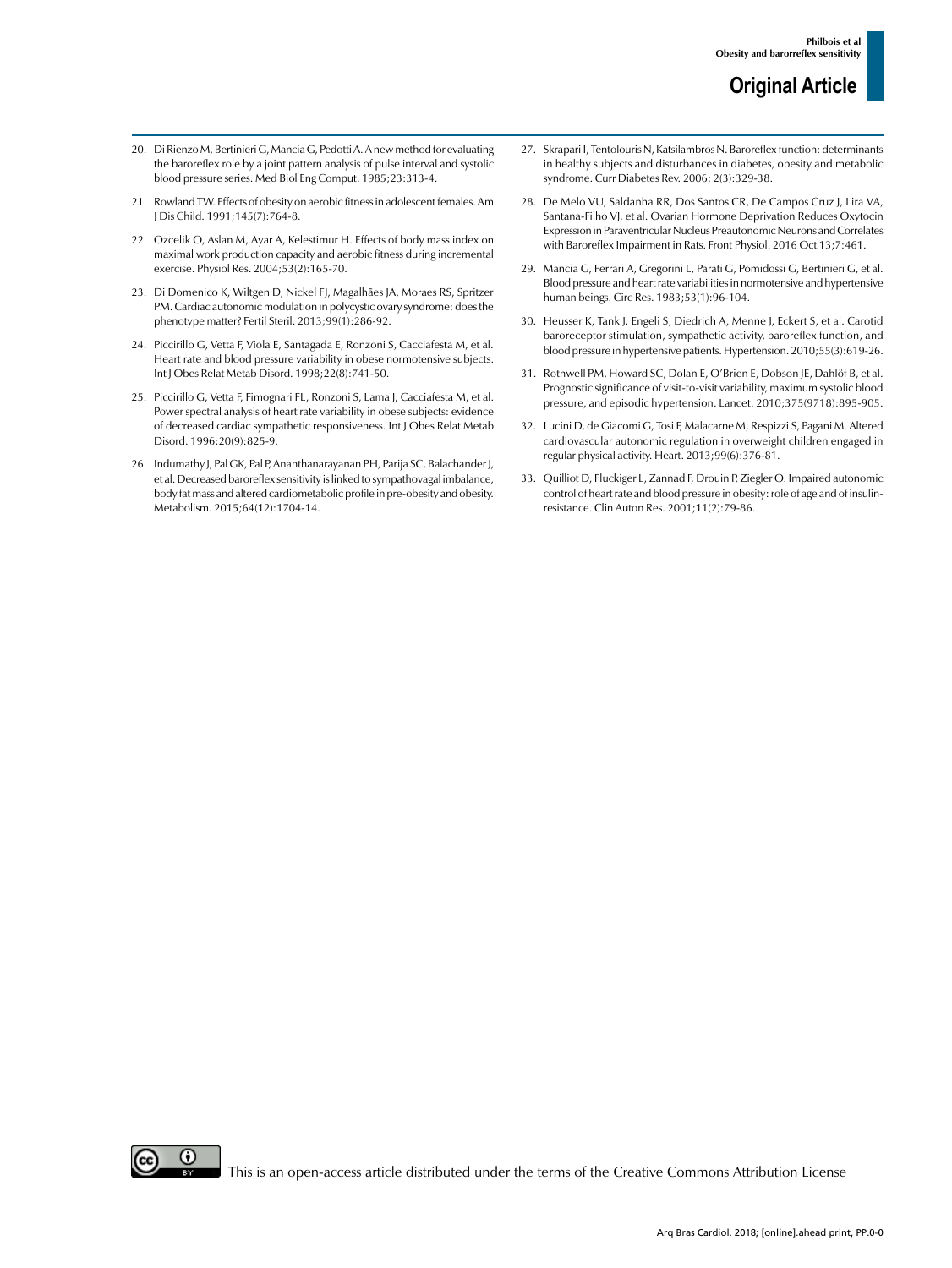20. Di Rienzo M, Bertinieri G, Mancia G, Pedotti A. A new method for evaluating the baroreflex role by a joint pattern analysis of pulse interval and systolic blood pressure series. Med Biol Eng Comput. 1985;23:313-4.
21. Rowland TW. Effects of obesity on aerobic fitness in adolescent females. Am J Dis Child. 1991;145(7):764-8.
22. Ozcelik O, Aslan M, Ayar A, Kelestimur H. Effects of body mass index on maximal work production capacity and aerobic fitness during incremental exercise. Physiol Res. 2004;53(2):165-70.
23. Di Domenico K, Wiltgen D, Nickel FJ, Magalhães JA, Moraes RS, Spritzer PM. Cardiac autonomic modulation in polycystic ovary syndrome: does the phenotype matter? Fertil Steril. 2013;99(1):286-92.
24. Piccirillo G, Vetta F, Viola E, Santagada E, Ronzoni S, Cacciafesta M, et al. Heart rate and blood pressure variability in obese normotensive subjects. Int J Obes Relat Metab Disord. 1998;22(8):741-50.
25. Piccirillo G, Vetta F, Fimognari FL, Ronzoni S, Lama J, Cacciafesta M, et al. Power spectral analysis of heart rate variability in obese subjects: evidence of decreased cardiac sympathetic responsiveness. Int J Obes Relat Metab Disord. 1996;20(9):825-9.
26. Indumathy J, Pal GK, Pal P, Ananthanarayanan PH, Parija SC, Balachander J, et al. Decreased baroreflex sensitivity is linked to sympathovagal imbalance, body fat mass and altered cardiometabolic profile in pre-obesity and obesity. Metabolism. 2015;64(12):1704-14.
27. Skrapari I, Tentolouris N, Katsilambros N. Baroreflex function: determinants in healthy subjects and disturbances in diabetes, obesity and metabolic syndrome. Curr Diabetes Rev. 2006; 2(3):329-38.
28. De Melo VU, Saldanha RR, Dos Santos CR, De Campos Cruz J, Lira VA, Santana-Filho VJ, et al. Ovarian Hormone Deprivation Reduces Oxytocin Expression in Paraventricular Nucleus Preautonomic Neurons and Correlates with Baroreflex Impairment in Rats. Front Physiol. 2016 Oct 13;7:461.
29. Mancia G, Ferrari A, Gregorini L, Parati G, Pomidossi G, Bertinieri G, et al. Blood pressure and heart rate variabilities in normotensive and hypertensive human beings. Circ Res. 1983;53(1):96-104.
30. Heusser K, Tank J, Engeli S, Diedrich A, Menne J, Eckert S, et al. Carotid baroreceptor stimulation, sympathetic activity, baroreflex function, and blood pressure in hypertensive patients. Hypertension. 2010;55(3):619-26.
31. Rothwell PM, Howard SC, Dolan E, O'Brien E, Dobson JE, Dahlöf B, et al. Prognostic significance of visit-to-visit variability, maximum systolic blood pressure, and episodic hypertension. Lancet. 2010;375(9718):895-905.
32. Lucini D, de Giacomi G, Tosi F, Malacarne M, Respizzi S, Pagani M. Altered cardiovascular autonomic regulation in overweight children engaged in regular physical activity. Heart. 2013;99(6):376-81.
33. Quilliot D, Fluckiger L, Zannad F, Drouin P, Ziegler O. Impaired autonomic control of heart rate and blood pressure in obesity: role of age and of insulin-resistance. Clin Auton Res. 2001;11(2):79-86.

This is an open-access article distributed under the terms of the Creative Commons Attribution License